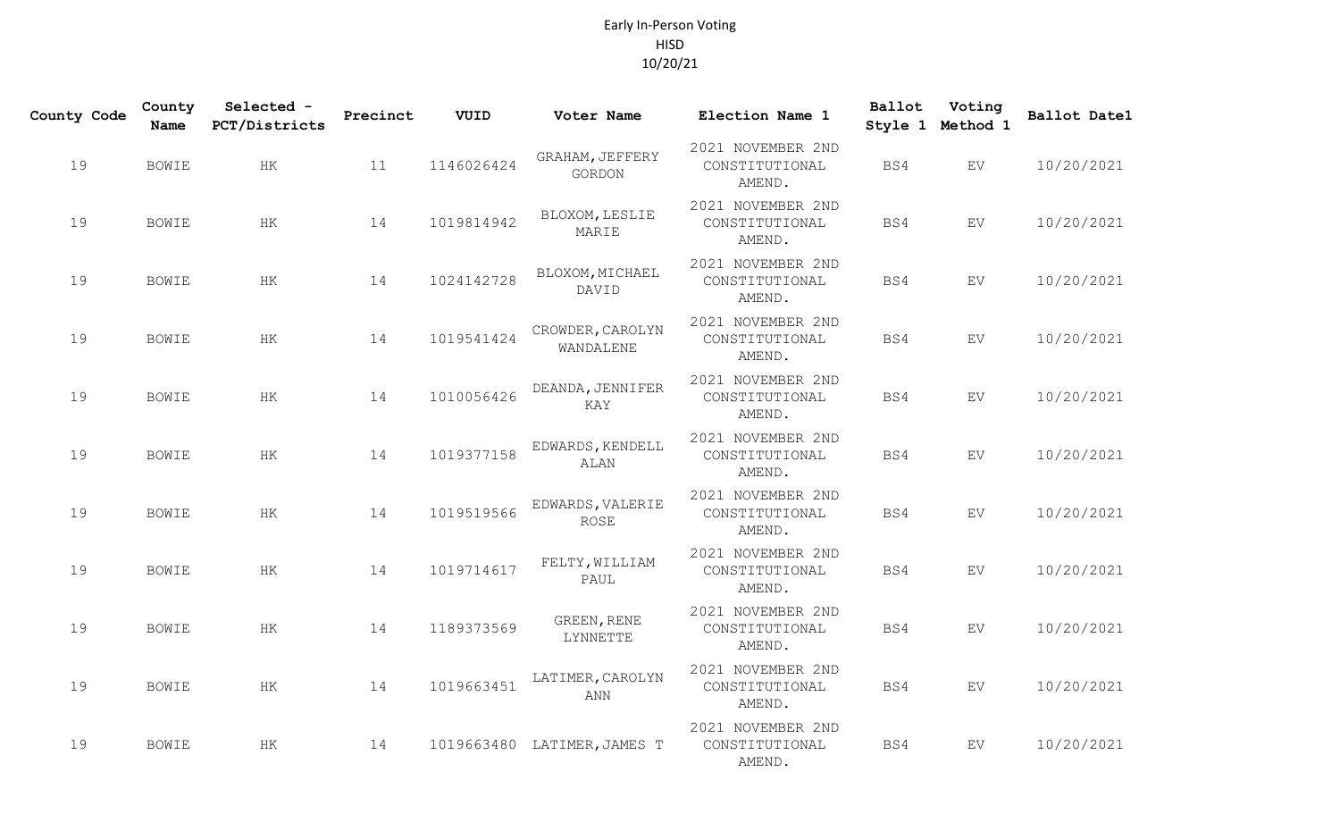# Early In-Person Voting
## HISD
## 10/20/21

| County Code | County Name | Selected - PCT/Districts | Precinct | VUID | Voter Name | Election Name 1 | Ballot Style 1 | Voting Method 1 | Ballot Date1 |
|---|---|---|---|---|---|---|---|---|---|
| 19 | BOWIE | HK | 11 | 1146026424 | GRAHAM, JEFFERY GORDON | 2021 NOVEMBER 2ND CONSTITUTIONAL AMEND. | BS4 | EV | 10/20/2021 |
| 19 | BOWIE | HK | 14 | 1019814942 | BLOXOM, LESLIE MARIE | 2021 NOVEMBER 2ND CONSTITUTIONAL AMEND. | BS4 | EV | 10/20/2021 |
| 19 | BOWIE | HK | 14 | 1024142728 | BLOXOM, MICHAEL DAVID | 2021 NOVEMBER 2ND CONSTITUTIONAL AMEND. | BS4 | EV | 10/20/2021 |
| 19 | BOWIE | HK | 14 | 1019541424 | CROWDER, CAROLYN WANDALENE | 2021 NOVEMBER 2ND CONSTITUTIONAL AMEND. | BS4 | EV | 10/20/2021 |
| 19 | BOWIE | HK | 14 | 1010056426 | DEANDA, JENNIFER KAY | 2021 NOVEMBER 2ND CONSTITUTIONAL AMEND. | BS4 | EV | 10/20/2021 |
| 19 | BOWIE | HK | 14 | 1019377158 | EDWARDS, KENDELL ALAN | 2021 NOVEMBER 2ND CONSTITUTIONAL AMEND. | BS4 | EV | 10/20/2021 |
| 19 | BOWIE | HK | 14 | 1019519566 | EDWARDS, VALERIE ROSE | 2021 NOVEMBER 2ND CONSTITUTIONAL AMEND. | BS4 | EV | 10/20/2021 |
| 19 | BOWIE | HK | 14 | 1019714617 | FELTY, WILLIAM PAUL | 2021 NOVEMBER 2ND CONSTITUTIONAL AMEND. | BS4 | EV | 10/20/2021 |
| 19 | BOWIE | HK | 14 | 1189373569 | GREEN, RENE LYNNETTE | 2021 NOVEMBER 2ND CONSTITUTIONAL AMEND. | BS4 | EV | 10/20/2021 |
| 19 | BOWIE | HK | 14 | 1019663451 | LATIMER, CAROLYN ANN | 2021 NOVEMBER 2ND CONSTITUTIONAL AMEND. | BS4 | EV | 10/20/2021 |
| 19 | BOWIE | HK | 14 | 1019663480 | LATIMER, JAMES T | 2021 NOVEMBER 2ND CONSTITUTIONAL AMEND. | BS4 | EV | 10/20/2021 |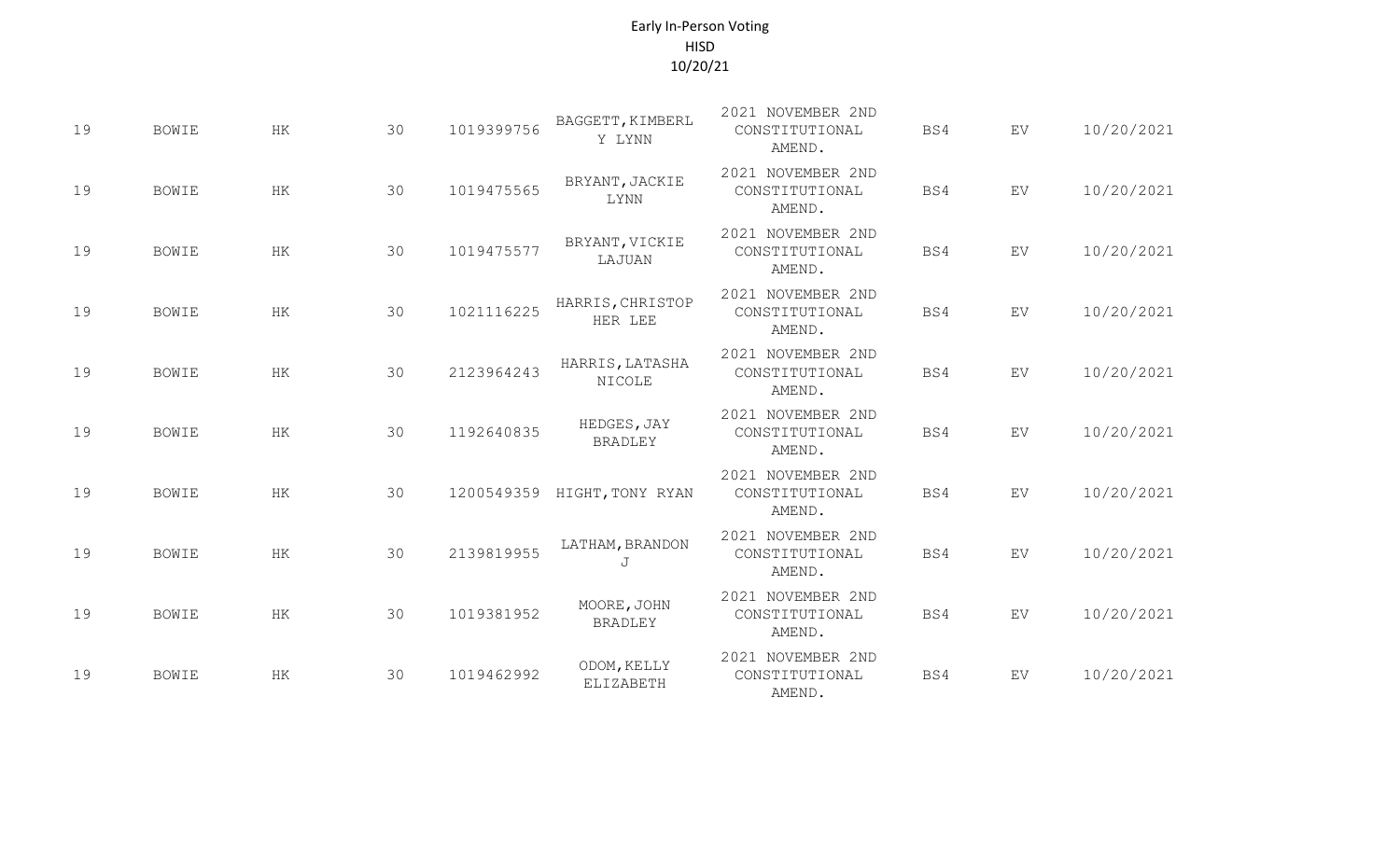Early In-Person Voting
HISD
10/20/21

| | | | | | | | | | |
|---|---|---|---|---|---|---|---|---|---|
| 19 | BOWIE | HK | 30 | 1019399756 | BAGGETT, KIMBERLY LYNN | 2021 NOVEMBER 2ND CONSTITUTIONAL AMEND. | BS4 | EV | 10/20/2021 |
| 19 | BOWIE | HK | 30 | 1019475565 | BRYANT, JACKIE LYNN | 2021 NOVEMBER 2ND CONSTITUTIONAL AMEND. | BS4 | EV | 10/20/2021 |
| 19 | BOWIE | HK | 30 | 1019475577 | BRYANT, VICKIE LAJUAN | 2021 NOVEMBER 2ND CONSTITUTIONAL AMEND. | BS4 | EV | 10/20/2021 |
| 19 | BOWIE | HK | 30 | 1021116225 | HARRIS, CHRISTOPHER LEE | 2021 NOVEMBER 2ND CONSTITUTIONAL AMEND. | BS4 | EV | 10/20/2021 |
| 19 | BOWIE | HK | 30 | 2123964243 | HARRIS, LATASHA NICOLE | 2021 NOVEMBER 2ND CONSTITUTIONAL AMEND. | BS4 | EV | 10/20/2021 |
| 19 | BOWIE | HK | 30 | 1192640835 | HEDGES, JAY BRADLEY | 2021 NOVEMBER 2ND CONSTITUTIONAL AMEND. | BS4 | EV | 10/20/2021 |
| 19 | BOWIE | HK | 30 | 1200549359 | HIGHT, TONY RYAN | 2021 NOVEMBER 2ND CONSTITUTIONAL AMEND. | BS4 | EV | 10/20/2021 |
| 19 | BOWIE | HK | 30 | 2139819955 | LATHAM, BRANDON J | 2021 NOVEMBER 2ND CONSTITUTIONAL AMEND. | BS4 | EV | 10/20/2021 |
| 19 | BOWIE | HK | 30 | 1019381952 | MOORE, JOHN BRADLEY | 2021 NOVEMBER 2ND CONSTITUTIONAL AMEND. | BS4 | EV | 10/20/2021 |
| 19 | BOWIE | HK | 30 | 1019462992 | ODOM, KELLY ELIZABETH | 2021 NOVEMBER 2ND CONSTITUTIONAL AMEND. | BS4 | EV | 10/20/2021 |